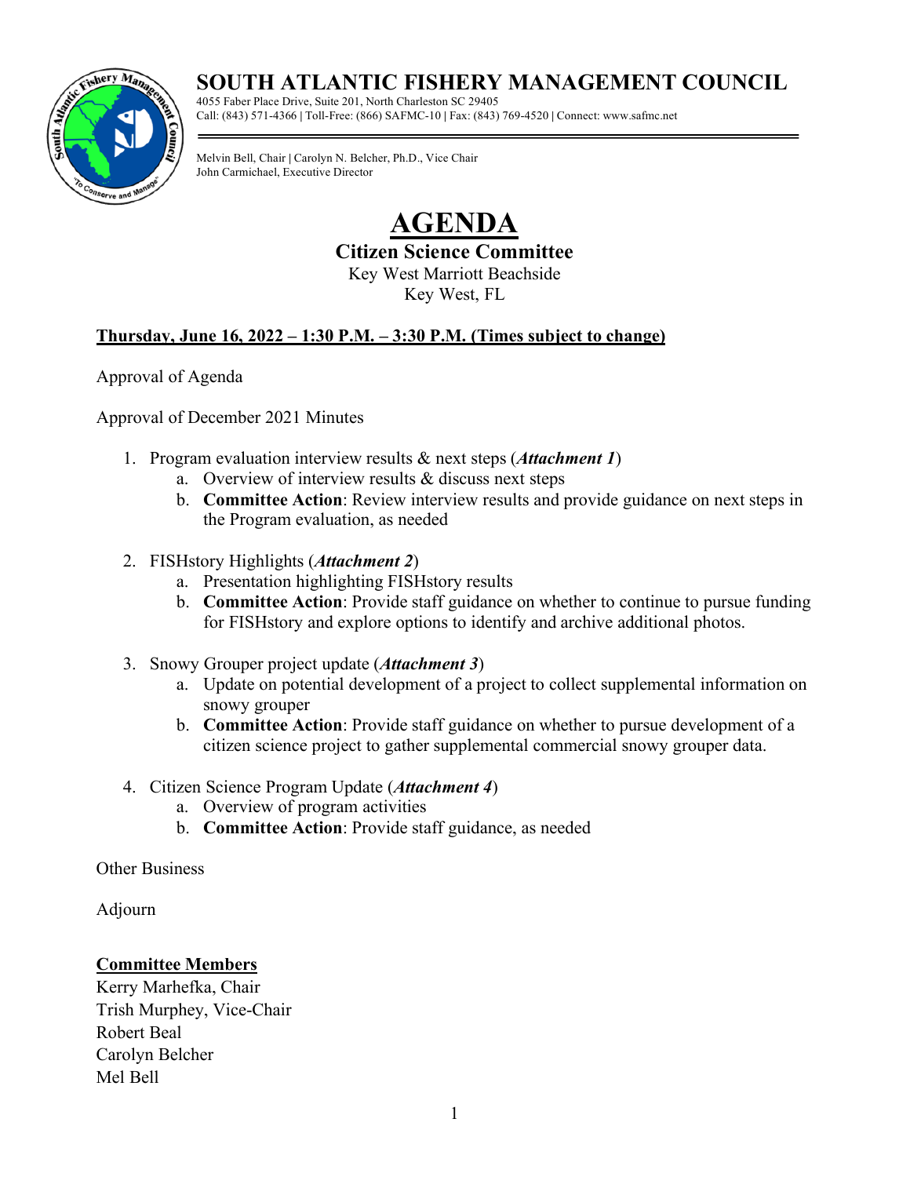# SOUTH ATLANTIC FISHERY MANAGEMENT COUNCIL

4055 Faber Place Drive, Suite 201, North Charleston SC 29405
Call: (843) 571-4366 | Toll-Free: (866) SAFMC-10 | Fax: (843) 769-4520 | Connect: www.safmc.net

Melvin Bell, Chair | Carolyn N. Belcher, Ph.D., Vice Chair
John Carmichael, Executive Director

# AGENDA

## Citizen Science Committee

Key West Marriott Beachside
Key West, FL

**Thursday, June 16, 2022 – 1:30 P.M. – 3:30 P.M. (Times subject to change)**

Approval of Agenda

Approval of December 2021 Minutes

1. Program evaluation interview results & next steps (***Attachment 1***)
   a. Overview of interview results & discuss next steps
   b. **Committee Action**: Review interview results and provide guidance on next steps in the Program evaluation, as needed

2. FISHstory Highlights (***Attachment 2***)
   a. Presentation highlighting FISHstory results
   b. **Committee Action**: Provide staff guidance on whether to continue to pursue funding for FISHstory and explore options to identify and archive additional photos.

3. Snowy Grouper project update (***Attachment 3***)
   a. Update on potential development of a project to collect supplemental information on snowy grouper
   b. **Committee Action**: Provide staff guidance on whether to pursue development of a citizen science project to gather supplemental commercial snowy grouper data.

4. Citizen Science Program Update (***Attachment 4***)
   a. Overview of program activities
   b. **Committee Action**: Provide staff guidance, as needed

Other Business

Adjourn

**Committee Members**

Kerry Marhefka, Chair
Trish Murphey, Vice-Chair
Robert Beal
Carolyn Belcher
Mel Bell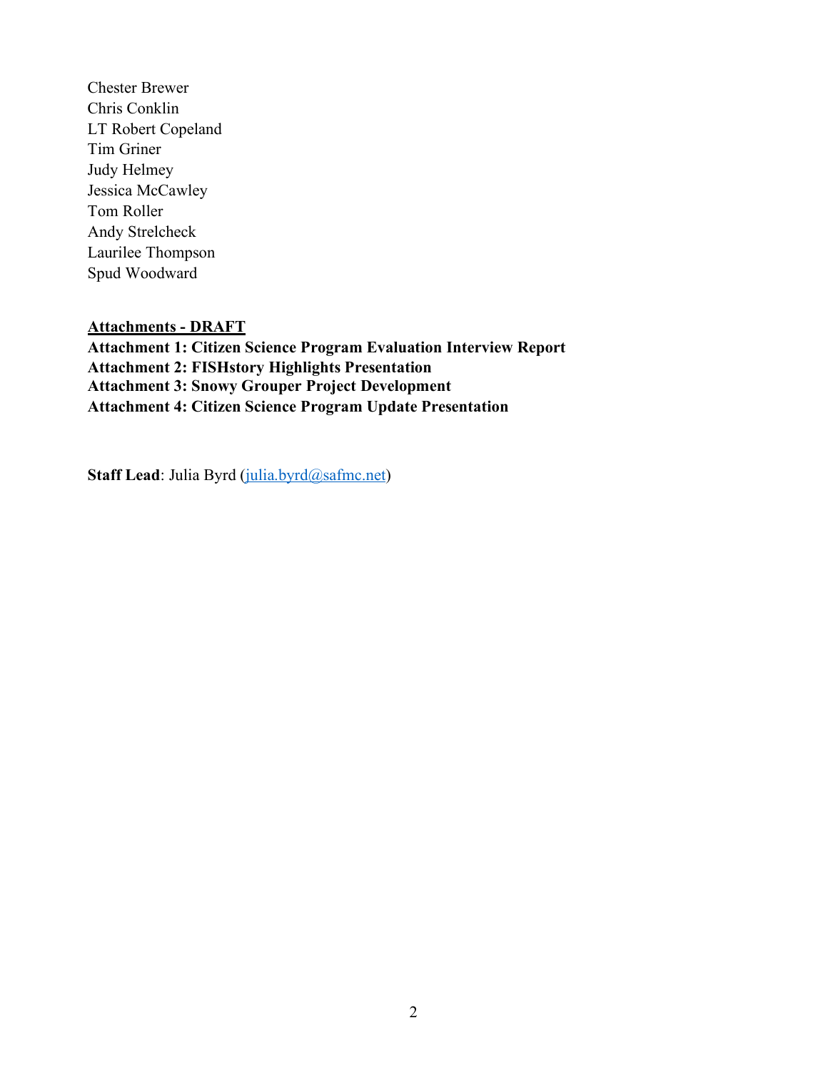Chester Brewer
Chris Conklin
LT Robert Copeland
Tim Griner
Judy Helmey
Jessica McCawley
Tom Roller
Andy Strelcheck
Laurilee Thompson
Spud Woodward

**Attachments - DRAFT**

**Attachment 1: Citizen Science Program Evaluation Interview Report**
**Attachment 2: FISHstory Highlights Presentation**
**Attachment 3: Snowy Grouper Project Development**
**Attachment 4: Citizen Science Program Update Presentation**

**Staff Lead**: Julia Byrd (julia.byrd@safmc.net)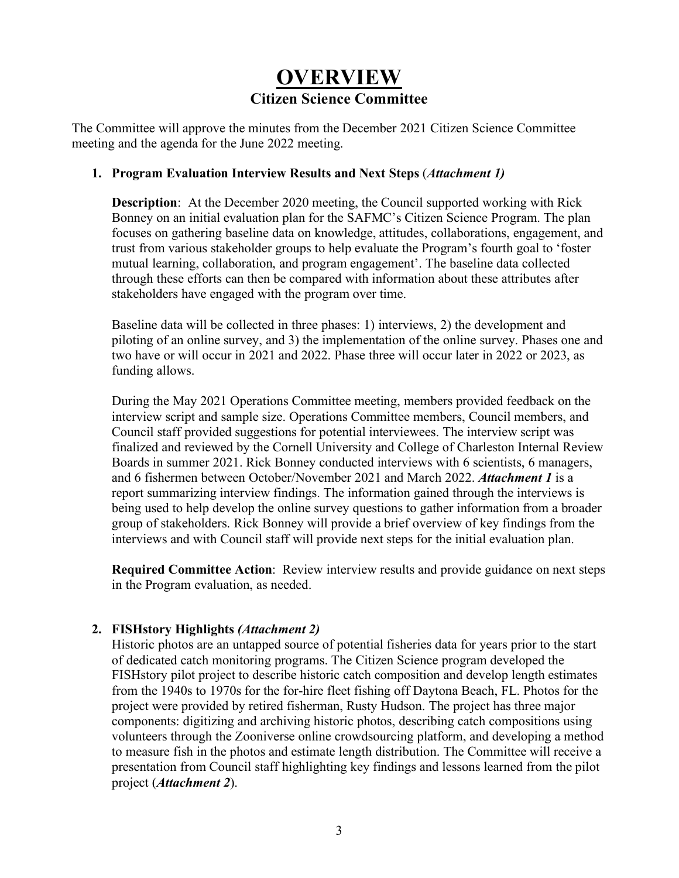# OVERVIEW

## Citizen Science Committee

The Committee will approve the minutes from the December 2021 Citizen Science Committee meeting and the agenda for the June 2022 meeting.

1. **Program Evaluation Interview Results and Next Steps** (*Attachment 1)*

   **Description**: At the December 2020 meeting, the Council supported working with Rick Bonney on an initial evaluation plan for the SAFMC's Citizen Science Program. The plan focuses on gathering baseline data on knowledge, attitudes, collaborations, engagement, and trust from various stakeholder groups to help evaluate the Program's fourth goal to 'foster mutual learning, collaboration, and program engagement'. The baseline data collected through these efforts can then be compared with information about these attributes after stakeholders have engaged with the program over time.

   Baseline data will be collected in three phases: 1) interviews, 2) the development and piloting of an online survey, and 3) the implementation of the online survey. Phases one and two have or will occur in 2021 and 2022. Phase three will occur later in 2022 or 2023, as funding allows.

   During the May 2021 Operations Committee meeting, members provided feedback on the interview script and sample size. Operations Committee members, Council members, and Council staff provided suggestions for potential interviewees. The interview script was finalized and reviewed by the Cornell University and College of Charleston Internal Review Boards in summer 2021. Rick Bonney conducted interviews with 6 scientists, 6 managers, and 6 fishermen between October/November 2021 and March 2022. ***Attachment 1*** is a report summarizing interview findings. The information gained through the interviews is being used to help develop the online survey questions to gather information from a broader group of stakeholders. Rick Bonney will provide a brief overview of key findings from the interviews and with Council staff will provide next steps for the initial evaluation plan.

   **Required Committee Action**: Review interview results and provide guidance on next steps in the Program evaluation, as needed.

2. **FISHstory Highlights** ***(Attachment 2)***

   Historic photos are an untapped source of potential fisheries data for years prior to the start of dedicated catch monitoring programs. The Citizen Science program developed the FISHstory pilot project to describe historic catch composition and develop length estimates from the 1940s to 1970s for the for-hire fleet fishing off Daytona Beach, FL. Photos for the project were provided by retired fisherman, Rusty Hudson. The project has three major components: digitizing and archiving historic photos, describing catch compositions using volunteers through the Zooniverse online crowdsourcing platform, and developing a method to measure fish in the photos and estimate length distribution. The Committee will receive a presentation from Council staff highlighting key findings and lessons learned from the pilot project (***Attachment 2***).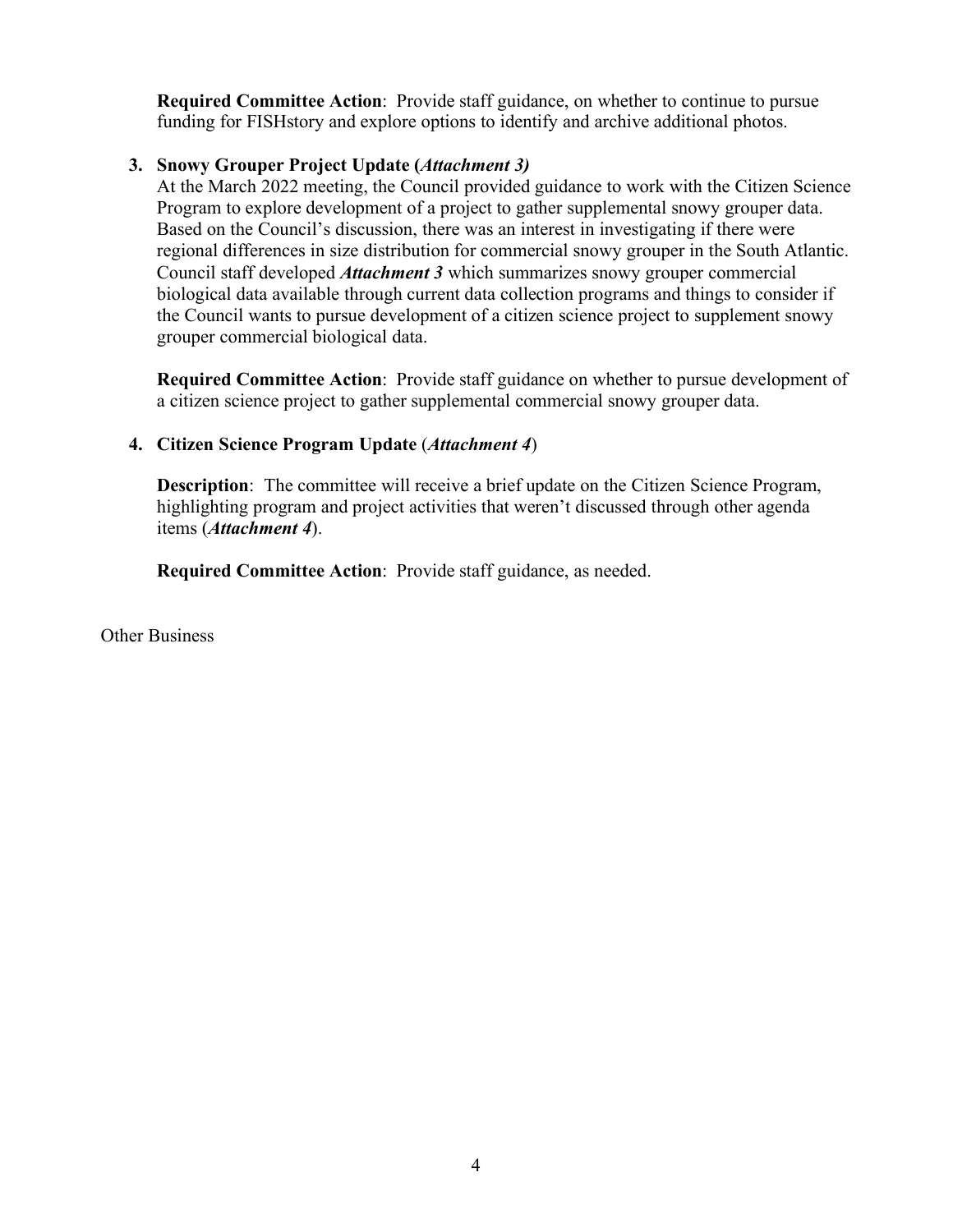**Required Committee Action**: Provide staff guidance, on whether to continue to pursue funding for FISHstory and explore options to identify and archive additional photos.

3. **Snowy Grouper Project Update (*Attachment 3)***

   At the March 2022 meeting, the Council provided guidance to work with the Citizen Science Program to explore development of a project to gather supplemental snowy grouper data. Based on the Council's discussion, there was an interest in investigating if there were regional differences in size distribution for commercial snowy grouper in the South Atlantic. Council staff developed ***Attachment 3*** which summarizes snowy grouper commercial biological data available through current data collection programs and things to consider if the Council wants to pursue development of a citizen science project to supplement snowy grouper commercial biological data.

   **Required Committee Action**: Provide staff guidance on whether to pursue development of a citizen science project to gather supplemental commercial snowy grouper data.

4. **Citizen Science Program Update** (***Attachment 4***)

   **Description**: The committee will receive a brief update on the Citizen Science Program, highlighting program and project activities that weren't discussed through other agenda items (***Attachment 4***).

   **Required Committee Action**: Provide staff guidance, as needed.

Other Business